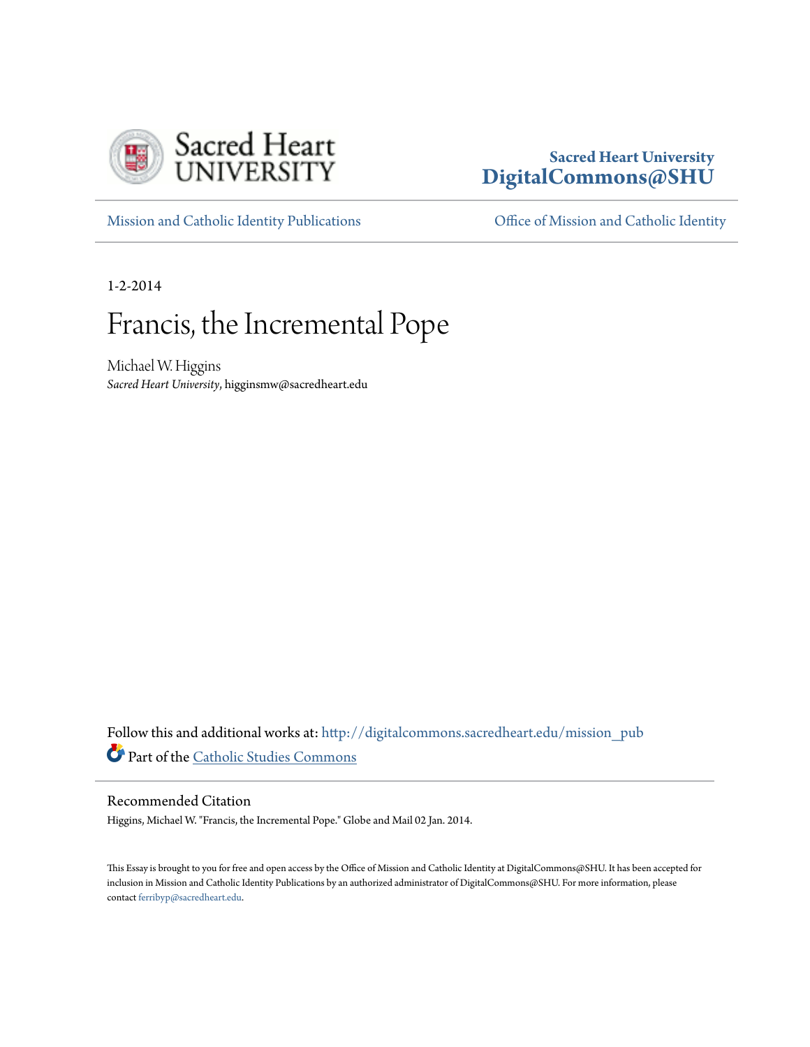Sacred Heart University

**Sacred Heart University**
**DigitalCommons@SHU**

Mission and Catholic Identity Publications | Office of Mission and Catholic Identity

1-2-2014

# Francis, the Incremental Pope

Michael W. Higgins
*Sacred Heart University*, higginsmw@sacredheart.edu

Follow this and additional works at: http://digitalcommons.sacredheart.edu/mission_pub
Part of the Catholic Studies Commons

## Recommended Citation

Higgins, Michael W. "Francis, the Incremental Pope." Globe and Mail 02 Jan. 2014.

This Essay is brought to you for free and open access by the Office of Mission and Catholic Identity at DigitalCommons@SHU. It has been accepted for inclusion in Mission and Catholic Identity Publications by an authorized administrator of DigitalCommons@SHU. For more information, please contact ferribyp@sacredheart.edu.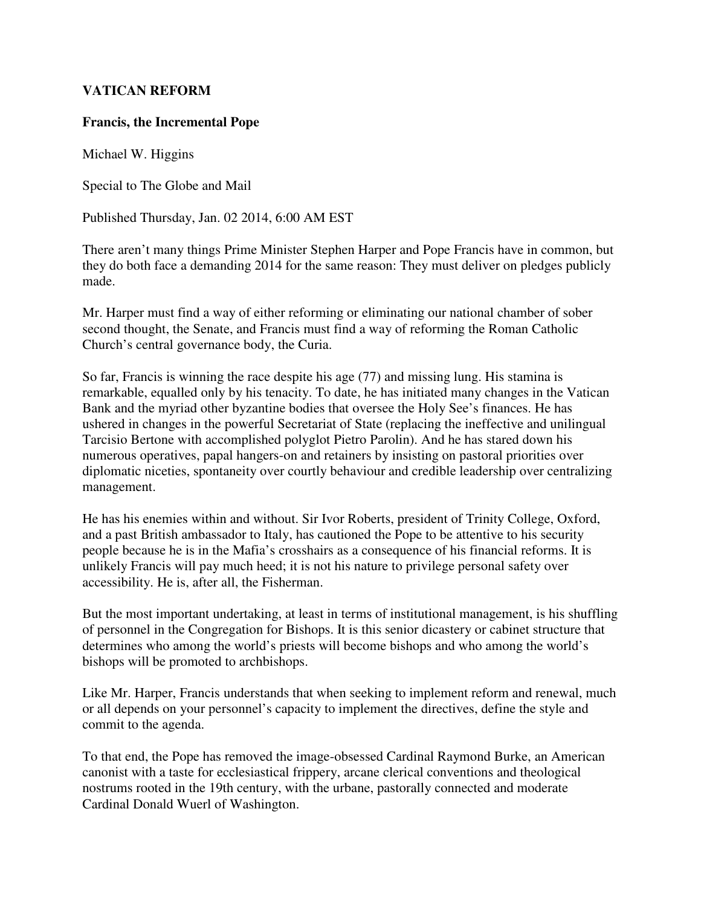**VATICAN REFORM**

**Francis, the Incremental Pope**

Michael W. Higgins

Special to The Globe and Mail

Published Thursday, Jan. 02 2014, 6:00 AM EST

There aren't many things Prime Minister Stephen Harper and Pope Francis have in common, but they do both face a demanding 2014 for the same reason: They must deliver on pledges publicly made.

Mr. Harper must find a way of either reforming or eliminating our national chamber of sober second thought, the Senate, and Francis must find a way of reforming the Roman Catholic Church's central governance body, the Curia.

So far, Francis is winning the race despite his age (77) and missing lung. His stamina is remarkable, equalled only by his tenacity. To date, he has initiated many changes in the Vatican Bank and the myriad other byzantine bodies that oversee the Holy See's finances. He has ushered in changes in the powerful Secretariat of State (replacing the ineffective and unilingual Tarcisio Bertone with accomplished polyglot Pietro Parolin). And he has stared down his numerous operatives, papal hangers-on and retainers by insisting on pastoral priorities over diplomatic niceties, spontaneity over courtly behaviour and credible leadership over centralizing management.

He has his enemies within and without. Sir Ivor Roberts, president of Trinity College, Oxford, and a past British ambassador to Italy, has cautioned the Pope to be attentive to his security people because he is in the Mafia's crosshairs as a consequence of his financial reforms. It is unlikely Francis will pay much heed; it is not his nature to privilege personal safety over accessibility. He is, after all, the Fisherman.

But the most important undertaking, at least in terms of institutional management, is his shuffling of personnel in the Congregation for Bishops. It is this senior dicastery or cabinet structure that determines who among the world's priests will become bishops and who among the world's bishops will be promoted to archbishops.

Like Mr. Harper, Francis understands that when seeking to implement reform and renewal, much or all depends on your personnel's capacity to implement the directives, define the style and commit to the agenda.

To that end, the Pope has removed the image-obsessed Cardinal Raymond Burke, an American canonist with a taste for ecclesiastical frippery, arcane clerical conventions and theological nostrums rooted in the 19th century, with the urbane, pastorally connected and moderate Cardinal Donald Wuerl of Washington.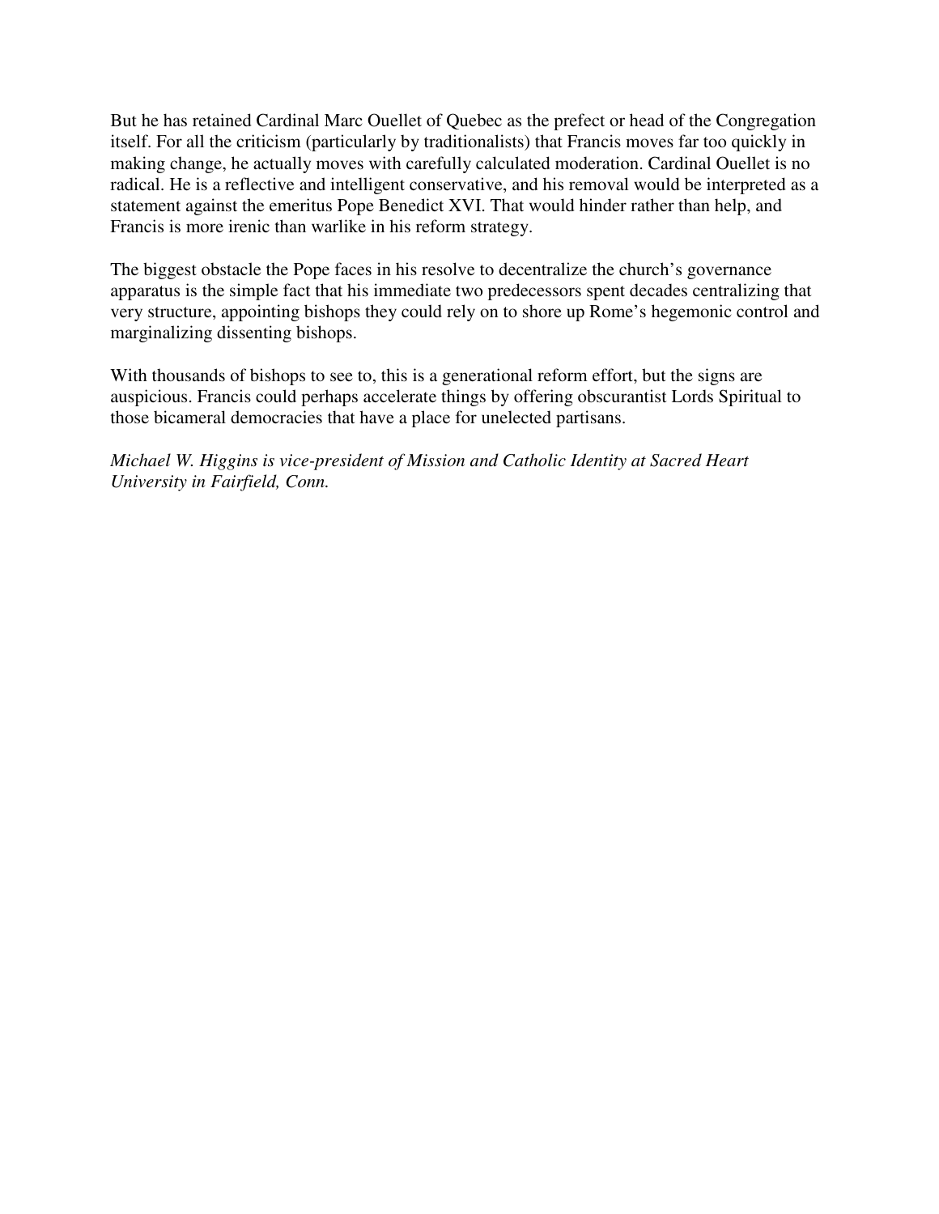But he has retained Cardinal Marc Ouellet of Quebec as the prefect or head of the Congregation itself. For all the criticism (particularly by traditionalists) that Francis moves far too quickly in making change, he actually moves with carefully calculated moderation. Cardinal Ouellet is no radical. He is a reflective and intelligent conservative, and his removal would be interpreted as a statement against the emeritus Pope Benedict XVI. That would hinder rather than help, and Francis is more irenic than warlike in his reform strategy.

The biggest obstacle the Pope faces in his resolve to decentralize the church's governance apparatus is the simple fact that his immediate two predecessors spent decades centralizing that very structure, appointing bishops they could rely on to shore up Rome's hegemonic control and marginalizing dissenting bishops.

With thousands of bishops to see to, this is a generational reform effort, but the signs are auspicious. Francis could perhaps accelerate things by offering obscurantist Lords Spiritual to those bicameral democracies that have a place for unelected partisans.

*Michael W. Higgins is vice-president of Mission and Catholic Identity at Sacred Heart University in Fairfield, Conn.*